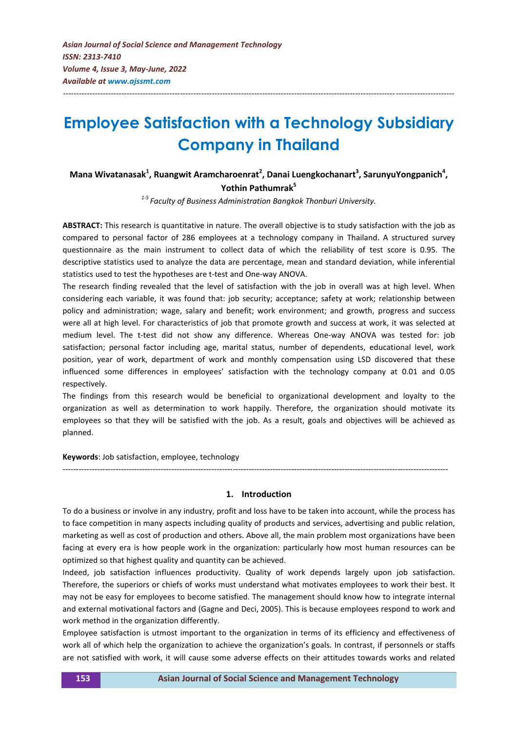# Employee Satisfaction with a Technology Subsidiary Company in Thailand

**Mana Wivatanasak[1], Ruangwit Aramcharoenrat[2], Danai Luengkochanart[3], SarunyuYongpanich[4], Yothin Pathumrak[5]**

*[1-5] Faculty of Business Administration Bangkok Thonburi University.*

**ABSTRACT:** This research is quantitative in nature. The overall objective is to study satisfaction with the job as compared to personal factor of 286 employees at a technology company in Thailand. A structured survey questionnaire as the main instrument to collect data of which the reliability of test score is 0.95. The descriptive statistics used to analyze the data are percentage, mean and standard deviation, while inferential statistics used to test the hypotheses are t-test and One-way ANOVA.

The research finding revealed that the level of satisfaction with the job in overall was at high level. When considering each variable, it was found that: job security; acceptance; safety at work; relationship between policy and administration; wage, salary and benefit; work environment; and growth, progress and success were all at high level. For characteristics of job that promote growth and success at work, it was selected at medium level. The t-test did not show any difference. Whereas One-way ANOVA was tested for: job satisfaction; personal factor including age, marital status, number of dependents, educational level, work position, year of work, department of work and monthly compensation using LSD discovered that these influenced some differences in employees' satisfaction with the technology company at 0.01 and 0.05 respectively.

The findings from this research would be beneficial to organizational development and loyalty to the organization as well as determination to work happily. Therefore, the organization should motivate its employees so that they will be satisfied with the job. As a result, goals and objectives will be achieved as planned.

**Keywords**: Job satisfaction, employee, technology

## 1. Introduction

To do a business or involve in any industry, profit and loss have to be taken into account, while the process has to face competition in many aspects including quality of products and services, advertising and public relation, marketing as well as cost of production and others. Above all, the main problem most organizations have been facing at every era is how people work in the organization: particularly how most human resources can be optimized so that highest quality and quantity can be achieved.

Indeed, job satisfaction influences productivity. Quality of work depends largely upon job satisfaction. Therefore, the superiors or chiefs of works must understand what motivates employees to work their best. It may not be easy for employees to become satisfied. The management should know how to integrate internal and external motivational factors and (Gagne and Deci, 2005). This is because employees respond to work and work method in the organization differently.

Employee satisfaction is utmost important to the organization in terms of its efficiency and effectiveness of work all of which help the organization to achieve the organization's goals. In contrast, if personnels or staffs are not satisfied with work, it will cause some adverse effects on their attitudes towards works and related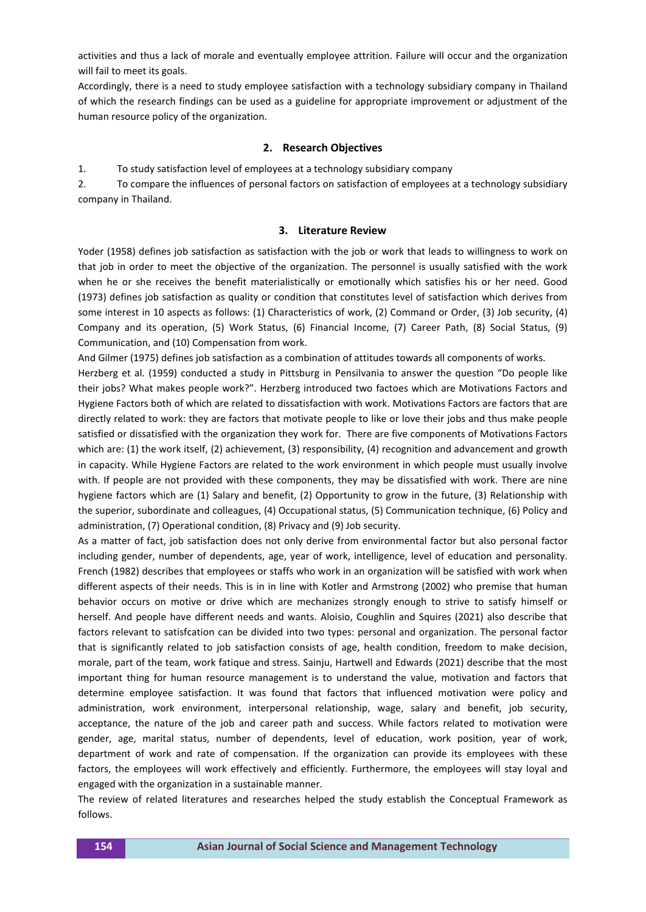activities and thus a lack of morale and eventually employee attrition. Failure will occur and the organization will fail to meet its goals.

Accordingly, there is a need to study employee satisfaction with a technology subsidiary company in Thailand of which the research findings can be used as a guideline for appropriate improvement or adjustment of the human resource policy of the organization.

## 2. Research Objectives

1. To study satisfaction level of employees at a technology subsidiary company
2. To compare the influences of personal factors on satisfaction of employees at a technology subsidiary company in Thailand.

## 3. Literature Review

Yoder (1958) defines job satisfaction as satisfaction with the job or work that leads to willingness to work on that job in order to meet the objective of the organization. The personnel is usually satisfied with the work when he or she receives the benefit materialistically or emotionally which satisfies his or her need. Good (1973) defines job satisfaction as quality or condition that constitutes level of satisfaction which derives from some interest in 10 aspects as follows: (1) Characteristics of work, (2) Command or Order, (3) Job security, (4) Company and its operation, (5) Work Status, (6) Financial Income, (7) Career Path, (8) Social Status, (9) Communication, and (10) Compensation from work.

And Gilmer (1975) defines job satisfaction as a combination of attitudes towards all components of works.

Herzberg et al. (1959) conducted a study in Pittsburg in Pensilvania to answer the question "Do people like their jobs? What makes people work?". Herzberg introduced two factoes which are Motivations Factors and Hygiene Factors both of which are related to dissatisfaction with work. Motivations Factors are factors that are directly related to work: they are factors that motivate people to like or love their jobs and thus make people satisfied or dissatisfied with the organization they work for. There are five components of Motivations Factors which are: (1) the work itself, (2) achievement, (3) responsibility, (4) recognition and advancement and growth in capacity. While Hygiene Factors are related to the work environment in which people must usually involve with. If people are not provided with these components, they may be dissatisfied with work. There are nine hygiene factors which are (1) Salary and benefit, (2) Opportunity to grow in the future, (3) Relationship with the superior, subordinate and colleagues, (4) Occupational status, (5) Communication technique, (6) Policy and administration, (7) Operational condition, (8) Privacy and (9) Job security.

As a matter of fact, job satisfaction does not only derive from environmental factor but also personal factor including gender, number of dependents, age, year of work, intelligence, level of education and personality. French (1982) describes that employees or staffs who work in an organization will be satisfied with work when different aspects of their needs. This is in in line with Kotler and Armstrong (2002) who premise that human behavior occurs on motive or drive which are mechanizes strongly enough to strive to satisfy himself or herself. And people have different needs and wants. Aloisio, Coughlin and Squires (2021) also describe that factors relevant to satisfcation can be divided into two types: personal and organization. The personal factor that is significantly related to job satisfaction consists of age, health condition, freedom to make decision, morale, part of the team, work fatique and stress. Sainju, Hartwell and Edwards (2021) describe that the most important thing for human resource management is to understand the value, motivation and factors that determine employee satisfaction. It was found that factors that influenced motivation were policy and administration, work environment, interpersonal relationship, wage, salary and benefit, job security, acceptance, the nature of the job and career path and success. While factors related to motivation were gender, age, marital status, number of dependents, level of education, work position, year of work, department of work and rate of compensation. If the organization can provide its employees with these factors, the employees will work effectively and efficiently. Furthermore, the employees will stay loyal and engaged with the organization in a sustainable manner.

The review of related literatures and researches helped the study establish the Conceptual Framework as follows.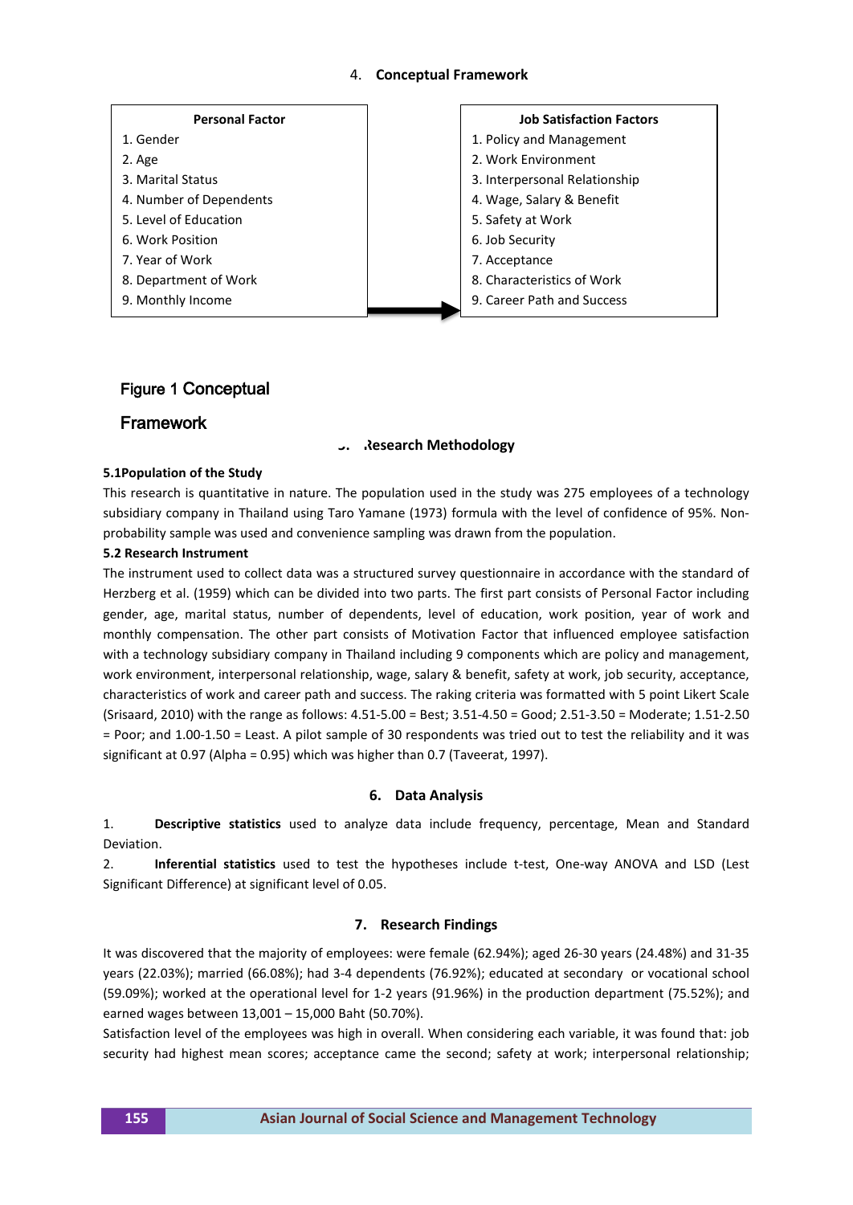## 4. Conceptual Framework

| Personal Factor | | Job Satisfaction Factors |
|---|---|---|
| 1. Gender | | 1. Policy and Management |
| 2. Age | | 2. Work Environment |
| 3. Marital Status | | 3. Interpersonal Relationship |
| 4. Number of Dependents | | 4. Wage, Salary & Benefit |
| 5. Level of Education | | 5. Safety at Work |
| 6. Work Position | | 6. Job Security |
| 7. Year of Work | | 7. Acceptance |
| 8. Department of Work | | 8. Characteristics of Work |
| 9. Monthly Income | → | 9. Career Path and Success |

Figure 1 Conceptual Framework

## 5. Research Methodology

### 5.1Population of the Study

This research is quantitative in nature. The population used in the study was 275 employees of a technology subsidiary company in Thailand using Taro Yamane (1973) formula with the level of confidence of 95%. Non-probability sample was used and convenience sampling was drawn from the population.

### 5.2 Research Instrument

The instrument used to collect data was a structured survey questionnaire in accordance with the standard of Herzberg et al. (1959) which can be divided into two parts. The first part consists of Personal Factor including gender, age, marital status, number of dependents, level of education, work position, year of work and monthly compensation. The other part consists of Motivation Factor that influenced employee satisfaction with a technology subsidiary company in Thailand including 9 components which are policy and management, work environment, interpersonal relationship, wage, salary & benefit, safety at work, job security, acceptance, characteristics of work and career path and success. The raking criteria was formatted with 5 point Likert Scale (Srisaard, 2010) with the range as follows: 4.51-5.00 = Best; 3.51-4.50 = Good; 2.51-3.50 = Moderate; 1.51-2.50 = Poor; and 1.00-1.50 = Least. A pilot sample of 30 respondents was tried out to test the reliability and it was significant at 0.97 (Alpha = 0.95) which was higher than 0.7 (Taveerat, 1997).

## 6. Data Analysis

1. **Descriptive statistics** used to analyze data include frequency, percentage, Mean and Standard Deviation.
2. **Inferential statistics** used to test the hypotheses include t-test, One-way ANOVA and LSD (Lest Significant Difference) at significant level of 0.05.

## 7. Research Findings

It was discovered that the majority of employees: were female (62.94%); aged 26-30 years (24.48%) and 31-35 years (22.03%); married (66.08%); had 3-4 dependents (76.92%); educated at secondary or vocational school (59.09%); worked at the operational level for 1-2 years (91.96%) in the production department (75.52%); and earned wages between 13,001 – 15,000 Baht (50.70%).

Satisfaction level of the employees was high in overall. When considering each variable, it was found that: job security had highest mean scores; acceptance came the second; safety at work; interpersonal relationship;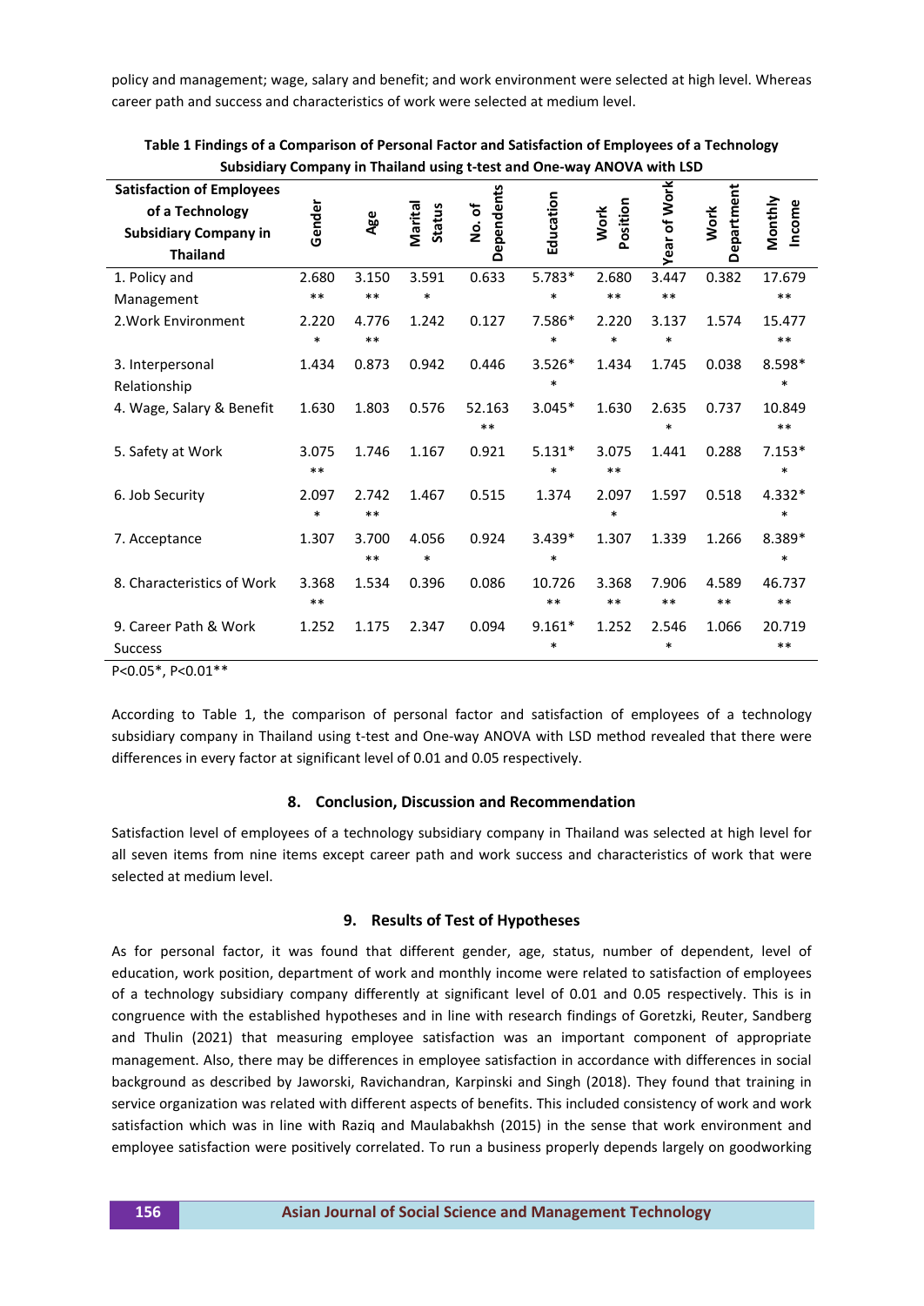policy and management; wage, salary and benefit; and work environment were selected at high level. Whereas career path and success and characteristics of work were selected at medium level.

**Table 1 Findings of a Comparison of Personal Factor and Satisfaction of Employees of a Technology Subsidiary Company in Thailand using t-test and One-way ANOVA with LSD**

| Satisfaction of Employees of a Technology Subsidiary Company in Thailand | Gender | Age | Marital Status | No. of Dependents | Education | Work Position | Year of Work | Work Department | Monthly Income |
|---|---|---|---|---|---|---|---|---|---|
| 1. Policy and Management | 2.680** | 3.150** | 3.591* | 0.633 | 5.783** | 2.680** | 3.447** | 0.382 | 17.679** |
| 2.Work Environment | 2.220* | 4.776** | 1.242 | 0.127 | 7.586** | 2.220* | 3.137* | 1.574 | 15.477** |
| 3. Interpersonal Relationship | 1.434 | 0.873 | 0.942 | 0.446 | 3.526** | 1.434 | 1.745 | 0.038 | 8.598** |
| 4. Wage, Salary & Benefit | 1.630 | 1.803 | 0.576 | 52.163** | 3.045* | 1.630 | 2.635* | 0.737 | 10.849** |
| 5. Safety at Work | 3.075** | 1.746 | 1.167 | 0.921 | 5.131** | 3.075** | 1.441 | 0.288 | 7.153** |
| 6. Job Security | 2.097* | 2.742** | 1.467 | 0.515 | 1.374 | 2.097* | 1.597 | 0.518 | 4.332** |
| 7. Acceptance | 1.307 | 3.700** | 4.056* | 0.924 | 3.439** | 1.307 | 1.339 | 1.266 | 8.389** |
| 8. Characteristics of Work | 3.368** | 1.534 | 0.396 | 0.086 | 10.726** | 3.368** | 7.906** | 4.589** | 46.737** |
| 9. Career Path & Work Success | 1.252 | 1.175 | 2.347 | 0.094 | 9.161** | 1.252 | 2.546* | 1.066 | 20.719** |

P<0.05*, P<0.01**

According to Table 1, the comparison of personal factor and satisfaction of employees of a technology subsidiary company in Thailand using t-test and One-way ANOVA with LSD method revealed that there were differences in every factor at significant level of 0.01 and 0.05 respectively.

## 8. Conclusion, Discussion and Recommendation

Satisfaction level of employees of a technology subsidiary company in Thailand was selected at high level for all seven items from nine items except career path and work success and characteristics of work that were selected at medium level.

## 9. Results of Test of Hypotheses

As for personal factor, it was found that different gender, age, status, number of dependent, level of education, work position, department of work and monthly income were related to satisfaction of employees of a technology subsidiary company differently at significant level of 0.01 and 0.05 respectively. This is in congruence with the established hypotheses and in line with research findings of Goretzki, Reuter, Sandberg and Thulin (2021) that measuring employee satisfaction was an important component of appropriate management. Also, there may be differences in employee satisfaction in accordance with differences in social background as described by Jaworski, Ravichandran, Karpinski and Singh (2018). They found that training in service organization was related with different aspects of benefits. This included consistency of work and work satisfaction which was in line with Raziq and Maulabakhsh (2015) in the sense that work environment and employee satisfaction were positively correlated. To run a business properly depends largely on goodworking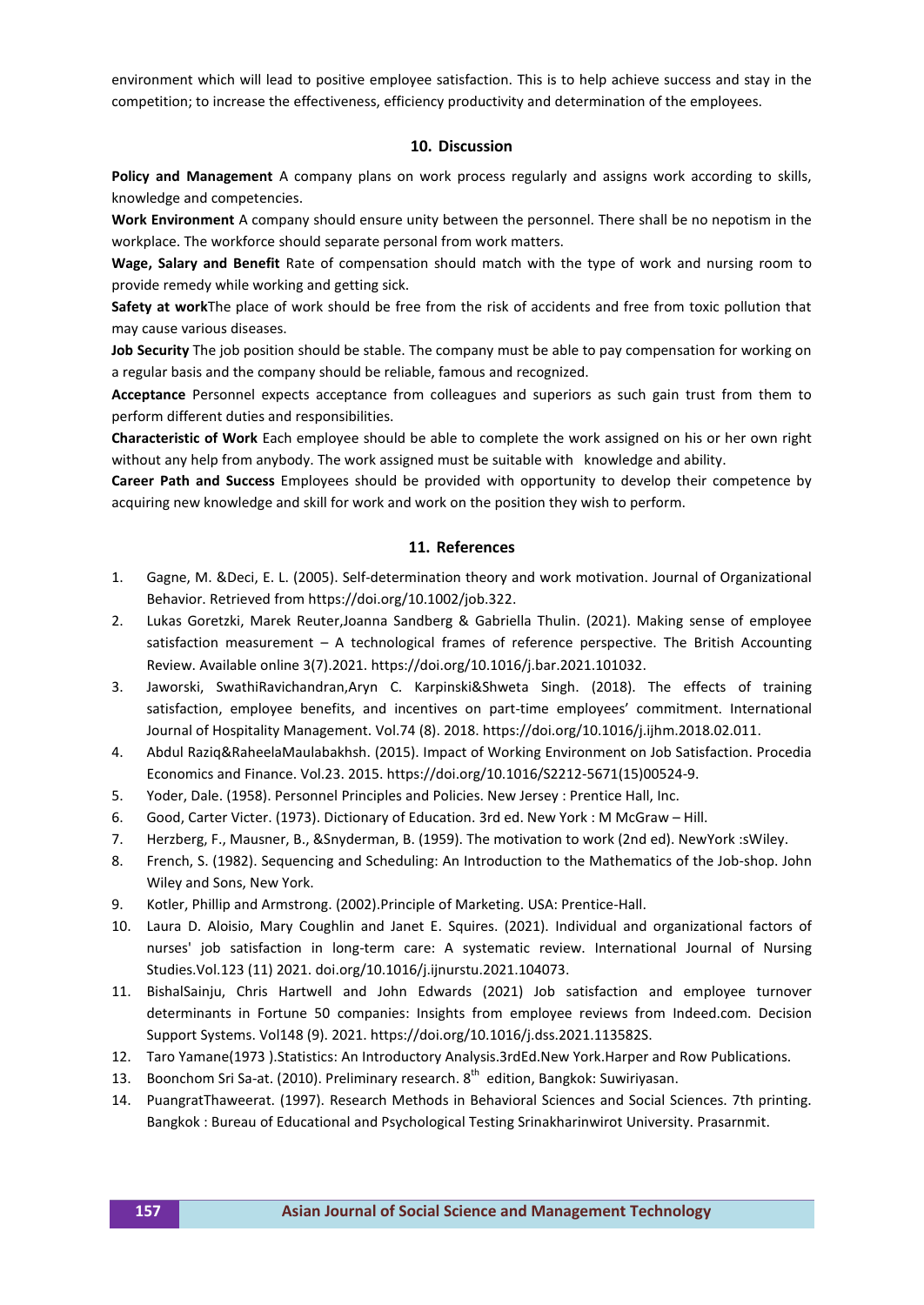environment which will lead to positive employee satisfaction. This is to help achieve success and stay in the competition; to increase the effectiveness, efficiency productivity and determination of the employees.

## 10. Discussion

**Policy and Management** A company plans on work process regularly and assigns work according to skills, knowledge and competencies.

**Work Environment** A company should ensure unity between the personnel. There shall be no nepotism in the workplace. The workforce should separate personal from work matters.

**Wage, Salary and Benefit** Rate of compensation should match with the type of work and nursing room to provide remedy while working and getting sick.

**Safety at work**The place of work should be free from the risk of accidents and free from toxic pollution that may cause various diseases.

**Job Security** The job position should be stable. The company must be able to pay compensation for working on a regular basis and the company should be reliable, famous and recognized.

**Acceptance** Personnel expects acceptance from colleagues and superiors as such gain trust from them to perform different duties and responsibilities.

**Characteristic of Work** Each employee should be able to complete the work assigned on his or her own right without any help from anybody. The work assigned must be suitable with knowledge and ability.

**Career Path and Success** Employees should be provided with opportunity to develop their competence by acquiring new knowledge and skill for work and work on the position they wish to perform.

## 11. References

1. Gagne, M. &Deci, E. L. (2005). Self-determination theory and work motivation. Journal of Organizational Behavior. Retrieved from https://doi.org/10.1002/job.322.
2. Lukas Goretzki, Marek Reuter,Joanna Sandberg & Gabriella Thulin. (2021). Making sense of employee satisfaction measurement – A technological frames of reference perspective. The British Accounting Review. Available online 3(7).2021. https://doi.org/10.1016/j.bar.2021.101032.
3. Jaworski, SwathiRavichandran,Aryn C. Karpinski&Shweta Singh. (2018). The effects of training satisfaction, employee benefits, and incentives on part-time employees' commitment. International Journal of Hospitality Management. Vol.74 (8). 2018. https://doi.org/10.1016/j.ijhm.2018.02.011.
4. Abdul Raziq&RaheelaMaulabakhsh. (2015). Impact of Working Environment on Job Satisfaction. Procedia Economics and Finance. Vol.23. 2015. https://doi.org/10.1016/S2212-5671(15)00524-9.
5. Yoder, Dale. (1958). Personnel Principles and Policies. New Jersey : Prentice Hall, Inc.
6. Good, Carter Victer. (1973). Dictionary of Education. 3rd ed. New York : M McGraw – Hill.
7. Herzberg, F., Mausner, B., &Snyderman, B. (1959). The motivation to work (2nd ed). NewYork :sWiley.
8. French, S. (1982). Sequencing and Scheduling: An Introduction to the Mathematics of the Job-shop. John Wiley and Sons, New York.
9. Kotler, Phillip and Armstrong. (2002).Principle of Marketing. USA: Prentice-Hall.
10. Laura D. Aloisio, Mary Coughlin and Janet E. Squires. (2021). Individual and organizational factors of nurses' job satisfaction in long-term care: A systematic review. International Journal of Nursing Studies.Vol.123 (11) 2021. doi.org/10.1016/j.ijnurstu.2021.104073.
11. BishalSainju, Chris Hartwell and John Edwards (2021) Job satisfaction and employee turnover determinants in Fortune 50 companies: Insights from employee reviews from Indeed.com. Decision Support Systems. Vol148 (9). 2021. https://doi.org/10.1016/j.dss.2021.113582S.
12. Taro Yamane(1973 ).Statistics: An Introductory Analysis.3rdEd.New York.Harper and Row Publications.
13. Boonchom Sri Sa-at. (2010). Preliminary research. 8th edition, Bangkok: Suwiriyasan.
14. PuangratThaweerat. (1997). Research Methods in Behavioral Sciences and Social Sciences. 7th printing. Bangkok : Bureau of Educational and Psychological Testing Srinakharinwirot University. Prasarnmit.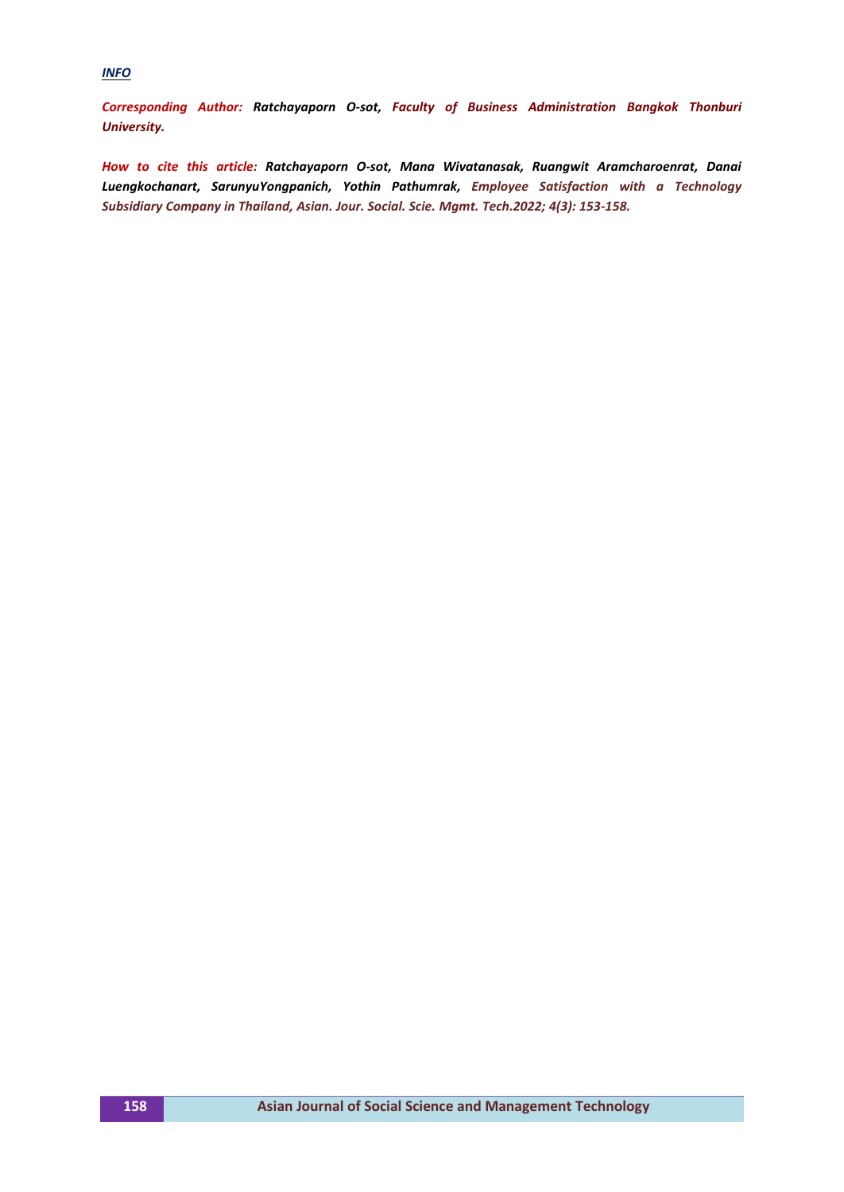***INFO***

***Corresponding Author:*** ***Ratchayaporn O-sot, Faculty of Business Administration Bangkok Thonburi University.***

***How to cite this article:*** ***Ratchayaporn O-sot, Mana Wivatanasak, Ruangwit Aramcharoenrat, Danai Luengkochanart, SarunyuYongpanich, Yothin Pathumrak, Employee Satisfaction with a Technology Subsidiary Company in Thailand, Asian. Jour. Social. Scie. Mgmt. Tech.2022; 4(3): 153-158.***